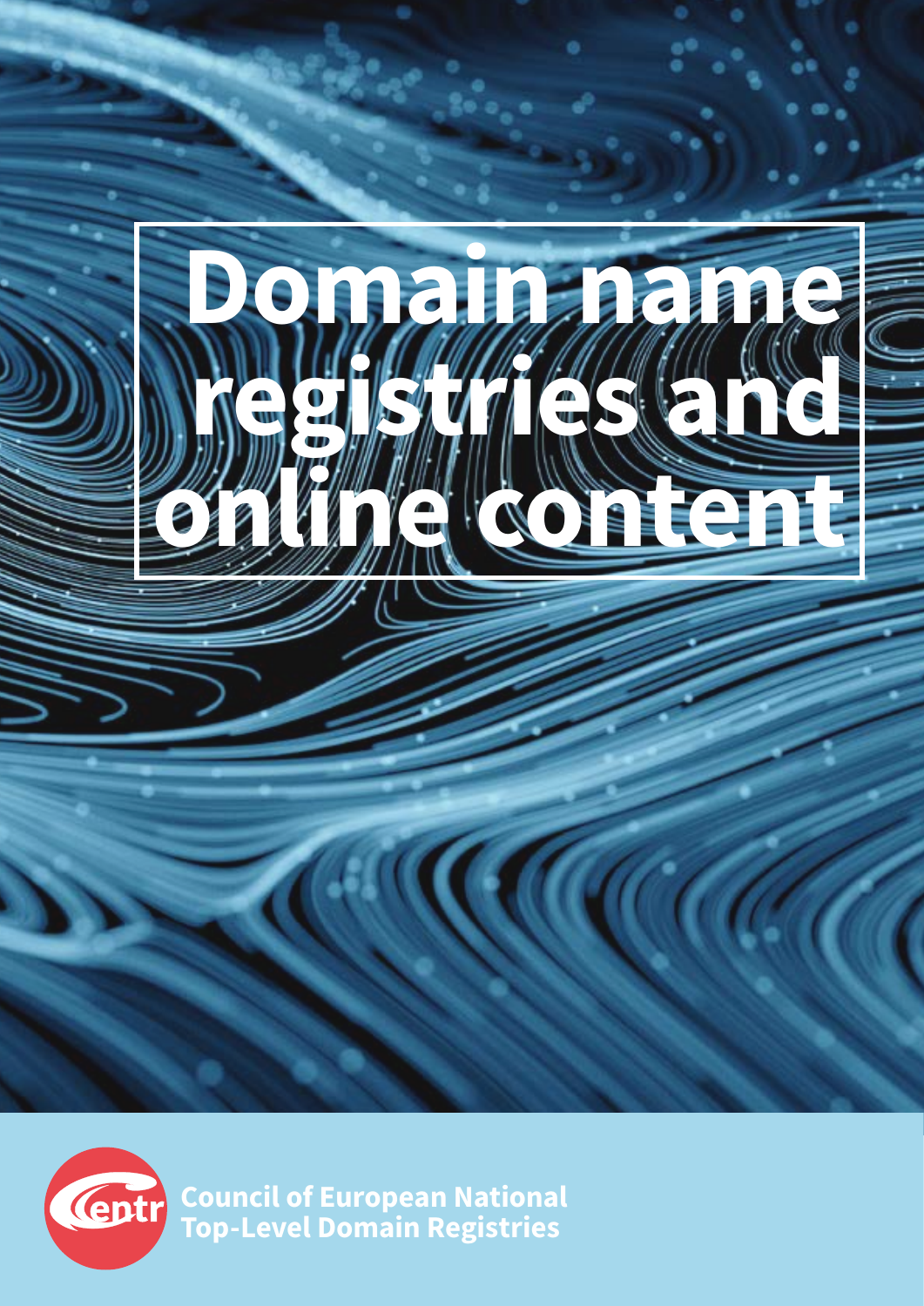# Domain name registries and online content

Council of European National Top-Level Domain Registries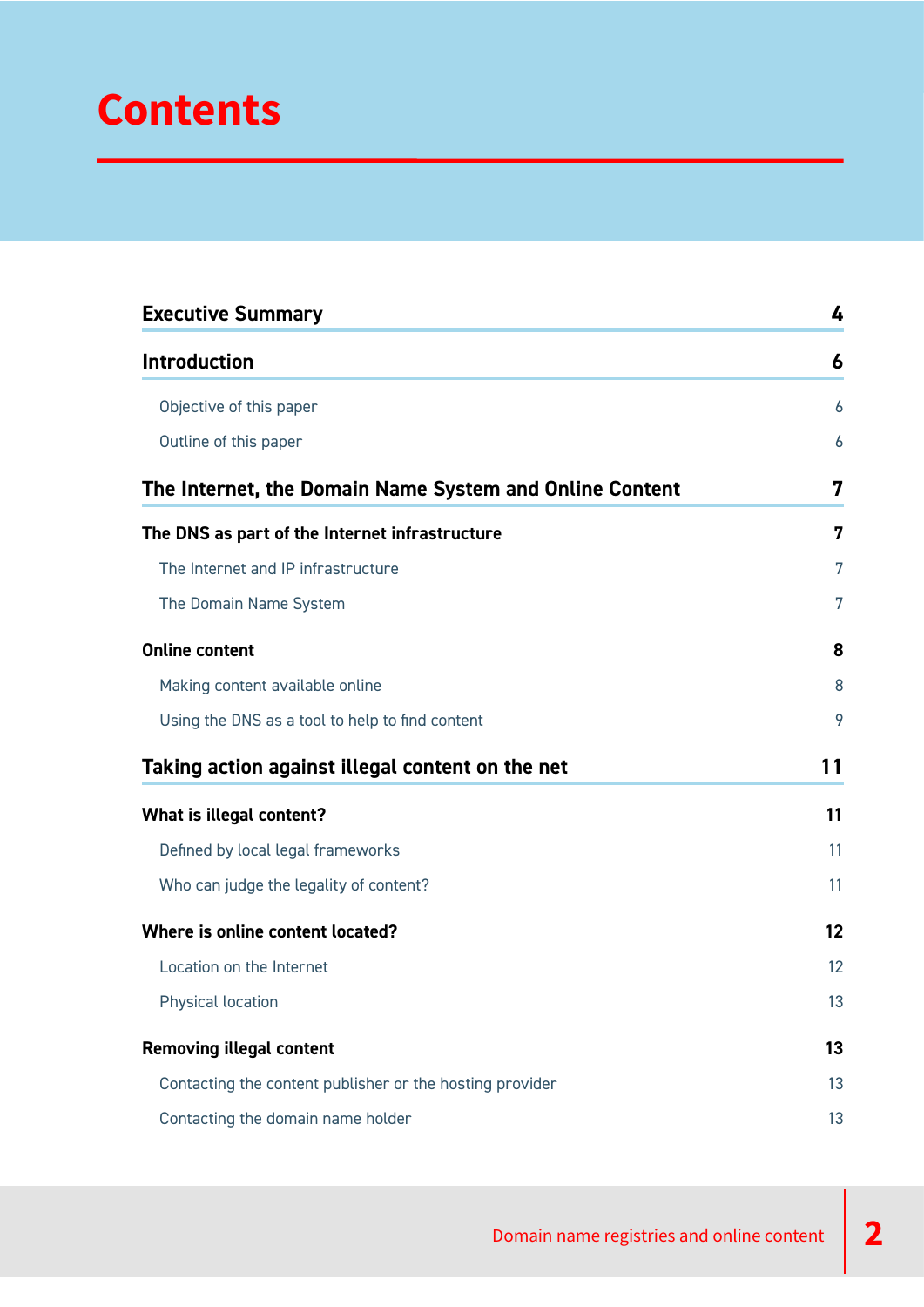# Contents

| | |
|---|---|
| **Executive Summary** | **4** |
| **Introduction** | **6** |
| Objective of this paper | 6 |
| Outline of this paper | 6 |
| **The Internet, the Domain Name System and Online Content** | **7** |
| **The DNS as part of the Internet infrastructure** | **7** |
| The Internet and IP infrastructure | 7 |
| The Domain Name System | 7 |
| **Online content** | **8** |
| Making content available online | 8 |
| Using the DNS as a tool to help to find content | 9 |
| **Taking action against illegal content on the net** | **11** |
| **What is illegal content?** | **11** |
| Defined by local legal frameworks | 11 |
| Who can judge the legality of content? | 11 |
| **Where is online content located?** | **12** |
| Location on the Internet | 12 |
| Physical location | 13 |
| **Removing illegal content** | **13** |
| Contacting the content publisher or the hosting provider | 13 |
| Contacting the domain name holder | 13 |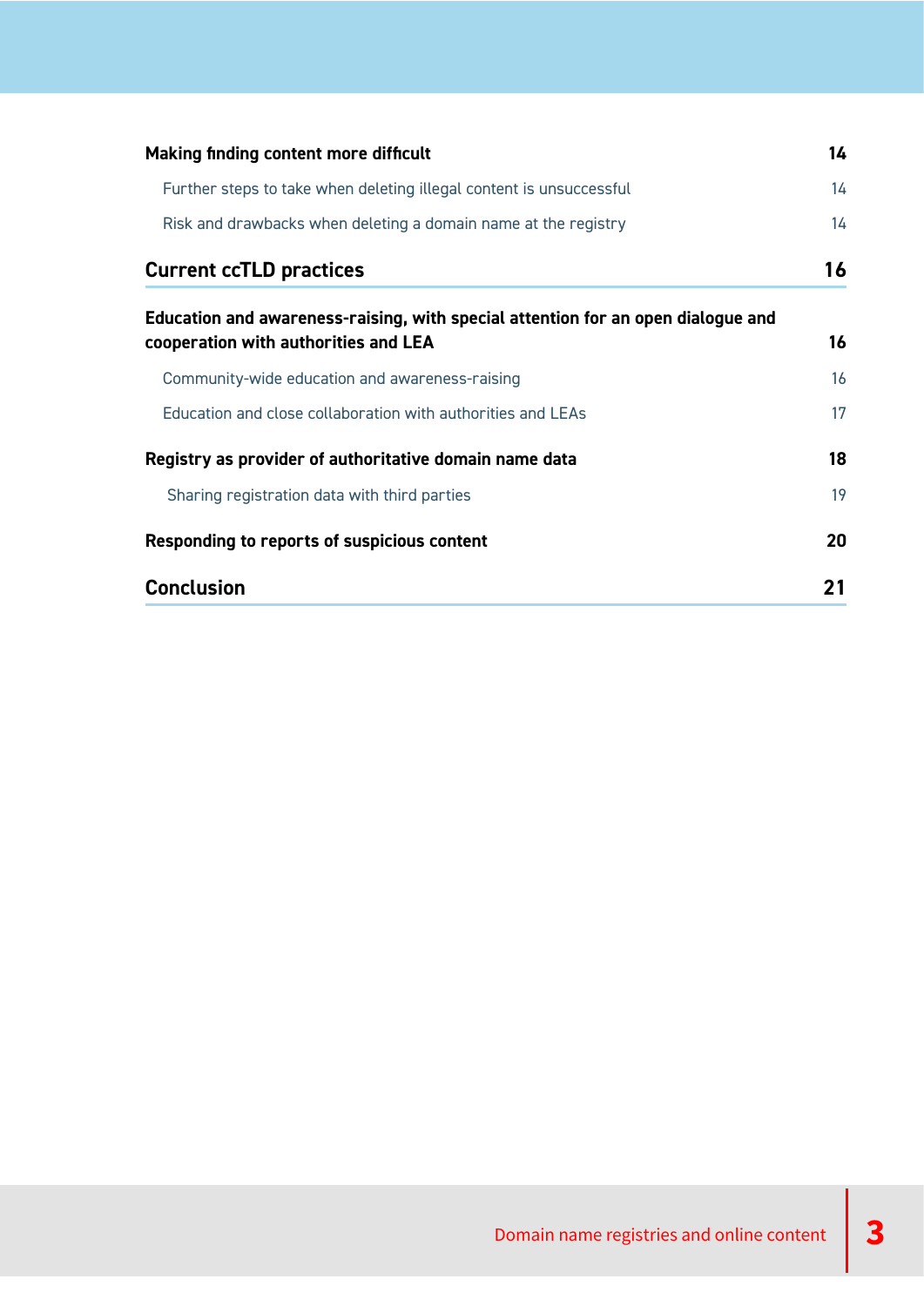| | |
|---|---|
| **Making finding content more difficult** | **14** |
| Further steps to take when deleting illegal content is unsuccessful | 14 |
| Risk and drawbacks when deleting a domain name at the registry | 14 |
| **Current ccTLD practices** | **16** |
| **Education and awareness-raising, with special attention for an open dialogue and cooperation with authorities and LEA** | **16** |
| Community-wide education and awareness-raising | 16 |
| Education and close collaboration with authorities and LEAs | 17 |
| **Registry as provider of authoritative domain name data** | **18** |
| Sharing registration data with third parties | 19 |
| **Responding to reports of suspicious content** | **20** |
| **Conclusion** | **21** |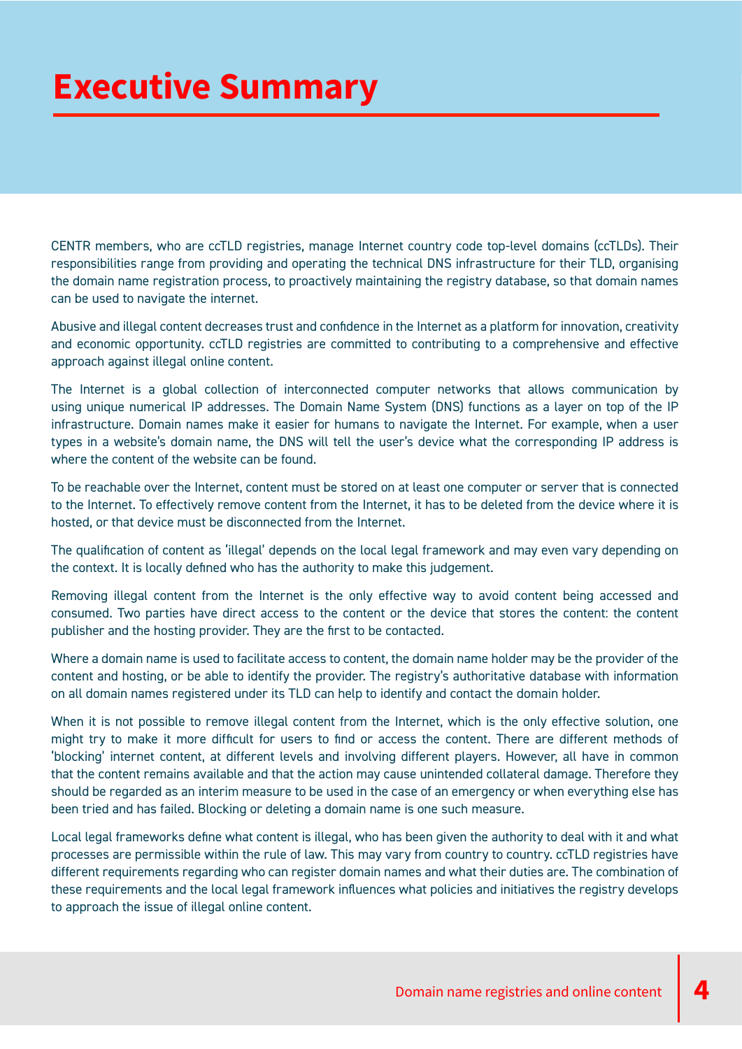# Executive Summary

CENTR members, who are ccTLD registries, manage Internet country code top-level domains (ccTLDs). Their responsibilities range from providing and operating the technical DNS infrastructure for their TLD, organising the domain name registration process, to proactively maintaining the registry database, so that domain names can be used to navigate the internet.

Abusive and illegal content decreases trust and confidence in the Internet as a platform for innovation, creativity and economic opportunity. ccTLD registries are committed to contributing to a comprehensive and effective approach against illegal online content.

The Internet is a global collection of interconnected computer networks that allows communication by using unique numerical IP addresses. The Domain Name System (DNS) functions as a layer on top of the IP infrastructure. Domain names make it easier for humans to navigate the Internet. For example, when a user types in a website's domain name, the DNS will tell the user's device what the corresponding IP address is where the content of the website can be found.

To be reachable over the Internet, content must be stored on at least one computer or server that is connected to the Internet. To effectively remove content from the Internet, it has to be deleted from the device where it is hosted, or that device must be disconnected from the Internet.

The qualification of content as 'illegal' depends on the local legal framework and may even vary depending on the context. It is locally defined who has the authority to make this judgement.

Removing illegal content from the Internet is the only effective way to avoid content being accessed and consumed. Two parties have direct access to the content or the device that stores the content: the content publisher and the hosting provider. They are the first to be contacted.

Where a domain name is used to facilitate access to content, the domain name holder may be the provider of the content and hosting, or be able to identify the provider. The registry's authoritative database with information on all domain names registered under its TLD can help to identify and contact the domain holder.

When it is not possible to remove illegal content from the Internet, which is the only effective solution, one might try to make it more difficult for users to find or access the content. There are different methods of 'blocking' internet content, at different levels and involving different players. However, all have in common that the content remains available and that the action may cause unintended collateral damage. Therefore they should be regarded as an interim measure to be used in the case of an emergency or when everything else has been tried and has failed. Blocking or deleting a domain name is one such measure.

Local legal frameworks define what content is illegal, who has been given the authority to deal with it and what processes are permissible within the rule of law. This may vary from country to country. ccTLD registries have different requirements regarding who can register domain names and what their duties are. The combination of these requirements and the local legal framework influences what policies and initiatives the registry develops to approach the issue of illegal online content.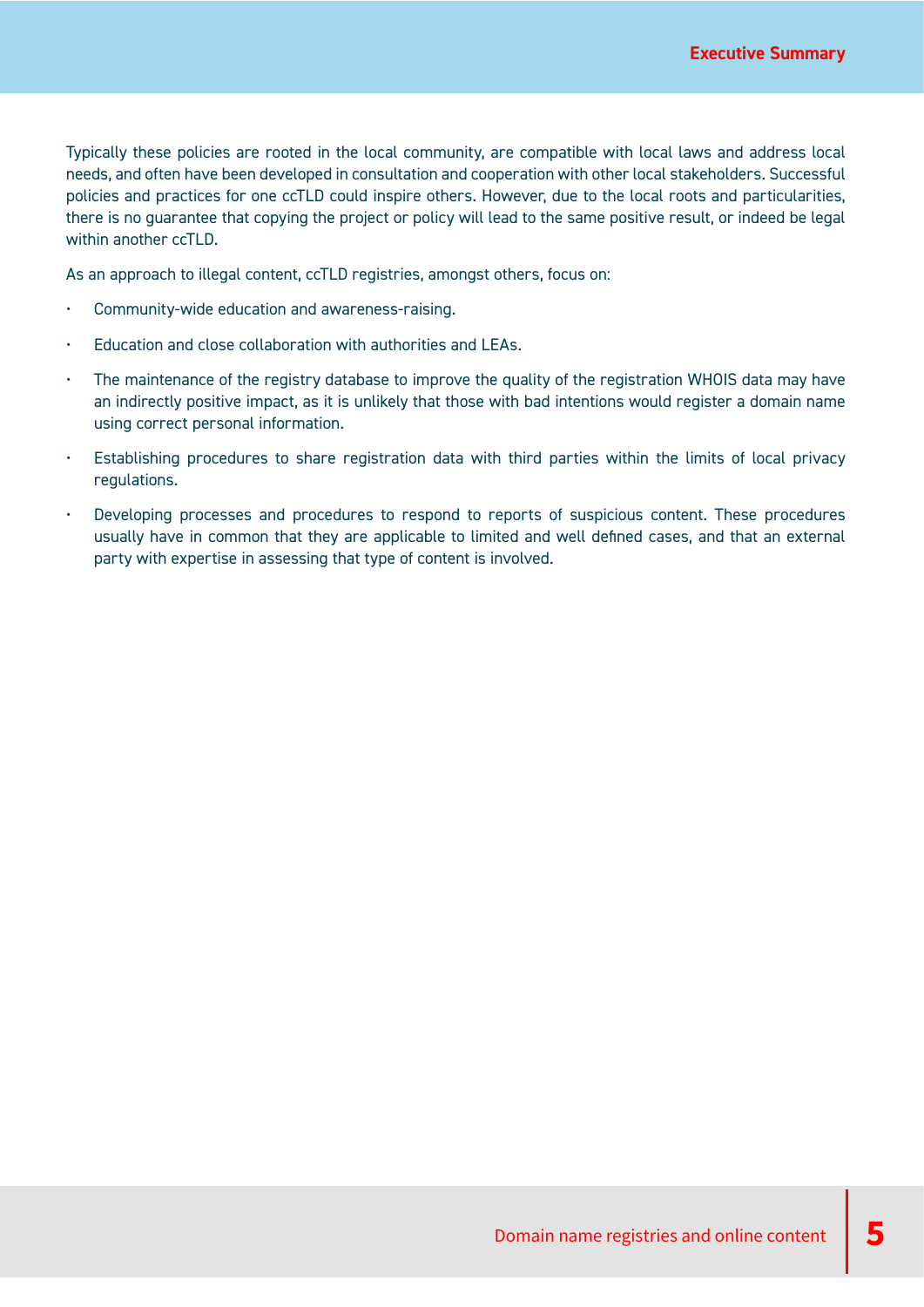Typically these policies are rooted in the local community, are compatible with local laws and address local needs, and often have been developed in consultation and cooperation with other local stakeholders. Successful policies and practices for one ccTLD could inspire others. However, due to the local roots and particularities, there is no guarantee that copying the project or policy will lead to the same positive result, or indeed be legal within another ccTLD.

As an approach to illegal content, ccTLD registries, amongst others, focus on:

- Community-wide education and awareness-raising.
- Education and close collaboration with authorities and LEAs.
- The maintenance of the registry database to improve the quality of the registration WHOIS data may have an indirectly positive impact, as it is unlikely that those with bad intentions would register a domain name using correct personal information.
- Establishing procedures to share registration data with third parties within the limits of local privacy regulations.
- Developing processes and procedures to respond to reports of suspicious content. These procedures usually have in common that they are applicable to limited and well defined cases, and that an external party with expertise in assessing that type of content is involved.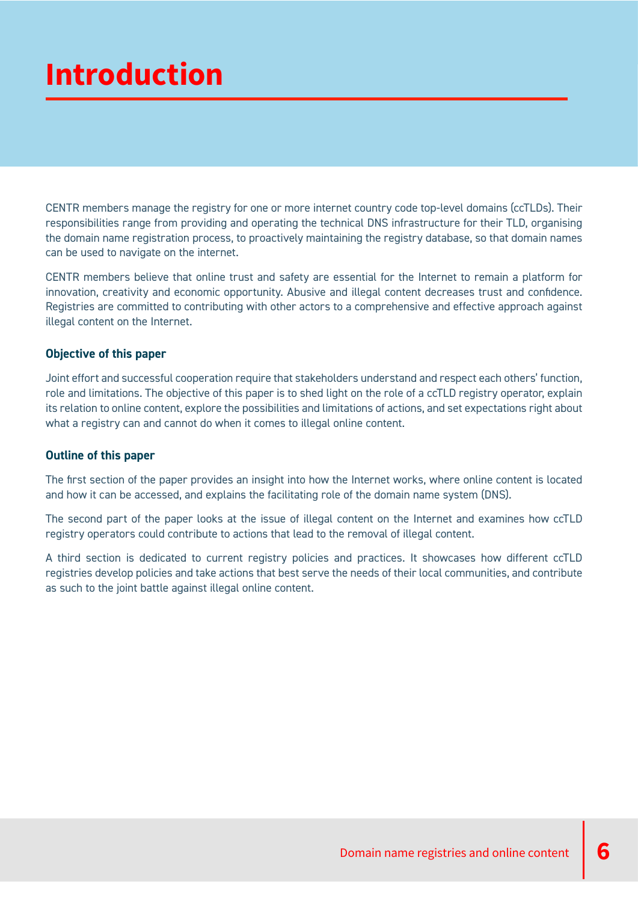# Introduction

CENTR members manage the registry for one or more internet country code top-level domains (ccTLDs). Their responsibilities range from providing and operating the technical DNS infrastructure for their TLD, organising the domain name registration process, to proactively maintaining the registry database, so that domain names can be used to navigate on the internet.

CENTR members believe that online trust and safety are essential for the Internet to remain a platform for innovation, creativity and economic opportunity. Abusive and illegal content decreases trust and confidence. Registries are committed to contributing with other actors to a comprehensive and effective approach against illegal content on the Internet.

### Objective of this paper

Joint effort and successful cooperation require that stakeholders understand and respect each others' function, role and limitations. The objective of this paper is to shed light on the role of a ccTLD registry operator, explain its relation to online content, explore the possibilities and limitations of actions, and set expectations right about what a registry can and cannot do when it comes to illegal online content.

### Outline of this paper

The first section of the paper provides an insight into how the Internet works, where online content is located and how it can be accessed, and explains the facilitating role of the domain name system (DNS).

The second part of the paper looks at the issue of illegal content on the Internet and examines how ccTLD registry operators could contribute to actions that lead to the removal of illegal content.

A third section is dedicated to current registry policies and practices. It showcases how different ccTLD registries develop policies and take actions that best serve the needs of their local communities, and contribute as such to the joint battle against illegal online content.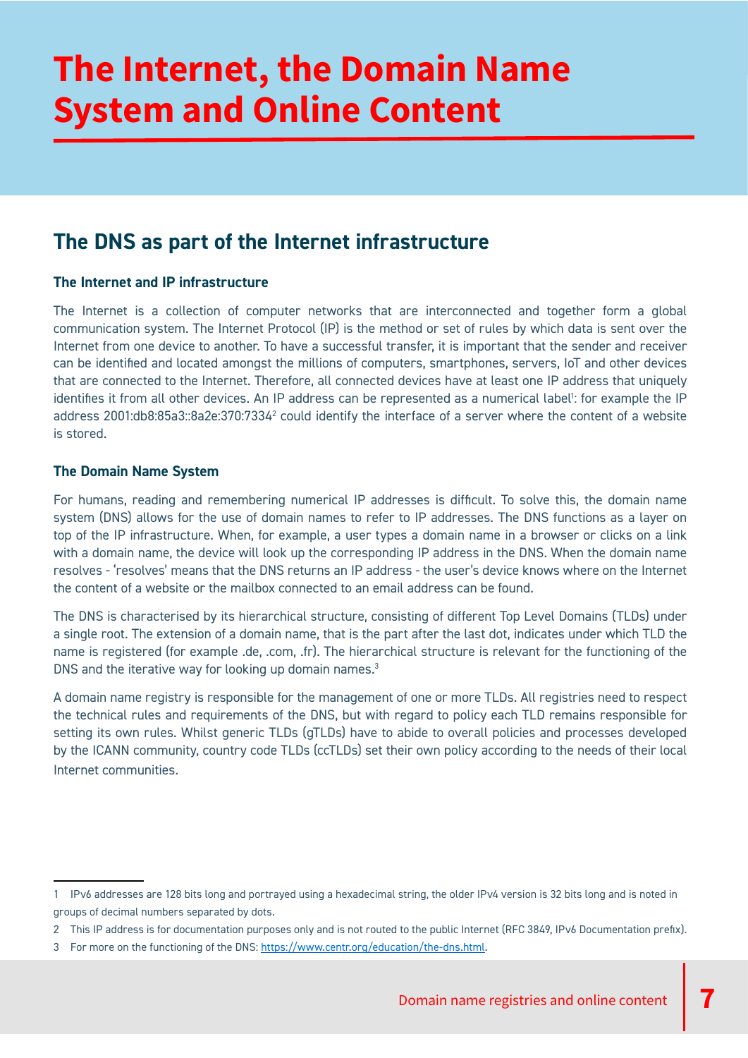# The Internet, the Domain Name System and Online Content

## The DNS as part of the Internet infrastructure

### The Internet and IP infrastructure

The Internet is a collection of computer networks that are interconnected and together form a global communication system. The Internet Protocol (IP) is the method or set of rules by which data is sent over the Internet from one device to another. To have a successful transfer, it is important that the sender and receiver can be identified and located amongst the millions of computers, smartphones, servers, IoT and other devices that are connected to the Internet. Therefore, all connected devices have at least one IP address that uniquely identifies it from all other devices. An IP address can be represented as a numerical label[1]: for example the IP address 2001:db8:85a3::8a2e:370:7334[2] could identify the interface of a server where the content of a website is stored.

### The Domain Name System

For humans, reading and remembering numerical IP addresses is difficult. To solve this, the domain name system (DNS) allows for the use of domain names to refer to IP addresses. The DNS functions as a layer on top of the IP infrastructure. When, for example, a user types a domain name in a browser or clicks on a link with a domain name, the device will look up the corresponding IP address in the DNS. When the domain name resolves - 'resolves' means that the DNS returns an IP address - the user's device knows where on the Internet the content of a website or the mailbox connected to an email address can be found.

The DNS is characterised by its hierarchical structure, consisting of different Top Level Domains (TLDs) under a single root. The extension of a domain name, that is the part after the last dot, indicates under which TLD the name is registered (for example .de, .com, .fr). The hierarchical structure is relevant for the functioning of the DNS and the iterative way for looking up domain names.[3]

A domain name registry is responsible for the management of one or more TLDs. All registries need to respect the technical rules and requirements of the DNS, but with regard to policy each TLD remains responsible for setting its own rules. Whilst generic TLDs (gTLDs) have to abide to overall policies and processes developed by the ICANN community, country code TLDs (ccTLDs) set their own policy according to the needs of their local Internet communities.

---

1 IPv6 addresses are 128 bits long and portrayed using a hexadecimal string, the older IPv4 version is 32 bits long and is noted in groups of decimal numbers separated by dots.

2 This IP address is for documentation purposes only and is not routed to the public Internet (RFC 3849, IPv6 Documentation prefix).

3 For more on the functioning of the DNS: https://www.centr.org/education/the-dns.html.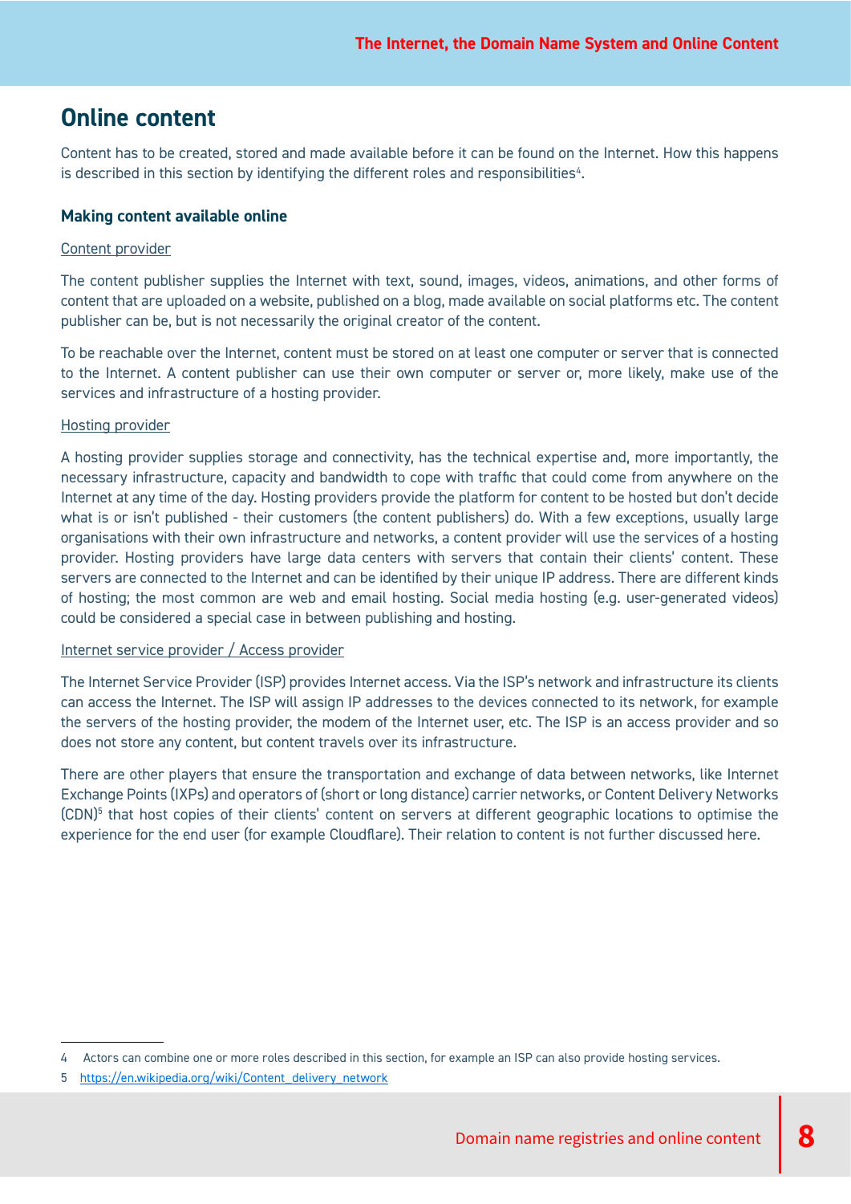## Online content

Content has to be created, stored and made available before it can be found on the Internet. How this happens is described in this section by identifying the different roles and responsibilities[4].

### Making content available online

Content provider

The content publisher supplies the Internet with text, sound, images, videos, animations, and other forms of content that are uploaded on a website, published on a blog, made available on social platforms etc. The content publisher can be, but is not necessarily the original creator of the content.

To be reachable over the Internet, content must be stored on at least one computer or server that is connected to the Internet. A content publisher can use their own computer or server or, more likely, make use of the services and infrastructure of a hosting provider.

Hosting provider

A hosting provider supplies storage and connectivity, has the technical expertise and, more importantly, the necessary infrastructure, capacity and bandwidth to cope with traffic that could come from anywhere on the Internet at any time of the day. Hosting providers provide the platform for content to be hosted but don't decide what is or isn't published - their customers (the content publishers) do. With a few exceptions, usually large organisations with their own infrastructure and networks, a content provider will use the services of a hosting provider. Hosting providers have large data centers with servers that contain their clients' content. These servers are connected to the Internet and can be identified by their unique IP address. There are different kinds of hosting; the most common are web and email hosting. Social media hosting (e.g. user-generated videos) could be considered a special case in between publishing and hosting.

Internet service provider / Access provider

The Internet Service Provider (ISP) provides Internet access. Via the ISP's network and infrastructure its clients can access the Internet. The ISP will assign IP addresses to the devices connected to its network, for example the servers of the hosting provider, the modem of the Internet user, etc. The ISP is an access provider and so does not store any content, but content travels over its infrastructure.

There are other players that ensure the transportation and exchange of data between networks, like Internet Exchange Points (IXPs) and operators of (short or long distance) carrier networks, or Content Delivery Networks (CDN)[5] that host copies of their clients' content on servers at different geographic locations to optimise the experience for the end user (for example Cloudflare). Their relation to content is not further discussed here.

---

4 Actors can combine one or more roles described in this section, for example an ISP can also provide hosting services.

5 https://en.wikipedia.org/wiki/Content_delivery_network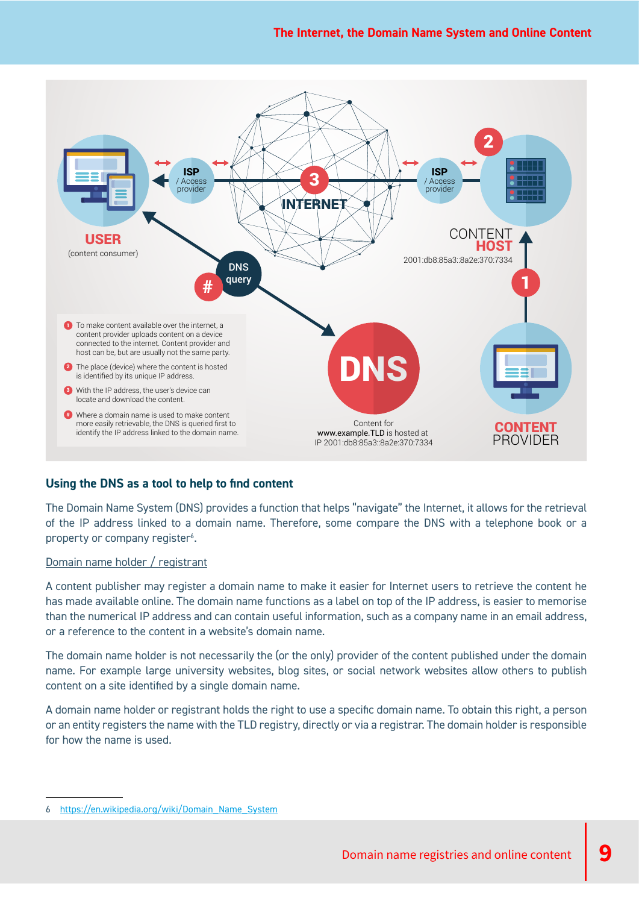USER
(content consumer)

ISP / Access provider

INTERNET

ISP / Access provider

CONTENT HOST
2001:db8:85a3::8a2e:370:7334

DNS query

DNS

Content for **www.example.TLD** is hosted at IP 2001:db8:85a3::8a2e:370:7334

CONTENT PROVIDER

1. To make content available over the internet, a content provider uploads content on a device connected to the internet. Content provider and host can be, but are usually not the same party.
2. The place (device) where the content is hosted is identified by its unique IP address.
3. With the IP address, the user's device can locate and download the content.

\# Where a domain name is used to make content more easily retrievable, the DNS is queried first to identify the IP address linked to the domain name.

## Using the DNS as a tool to help to find content

The Domain Name System (DNS) provides a function that helps "navigate" the Internet, it allows for the retrieval of the IP address linked to a domain name. Therefore, some compare the DNS with a telephone book or a property or company register[6].

Domain name holder / registrant

A content publisher may register a domain name to make it easier for Internet users to retrieve the content he has made available online. The domain name functions as a label on top of the IP address, is easier to memorise than the numerical IP address and can contain useful information, such as a company name in an email address, or a reference to the content in a website's domain name.

The domain name holder is not necessarily the (or the only) provider of the content published under the domain name. For example large university websites, blog sites, or social network websites allow others to publish content on a site identified by a single domain name.

A domain name holder or registrant holds the right to use a specific domain name. To obtain this right, a person or an entity registers the name with the TLD registry, directly or via a registrar. The domain holder is responsible for how the name is used.

6 https://en.wikipedia.org/wiki/Domain_Name_System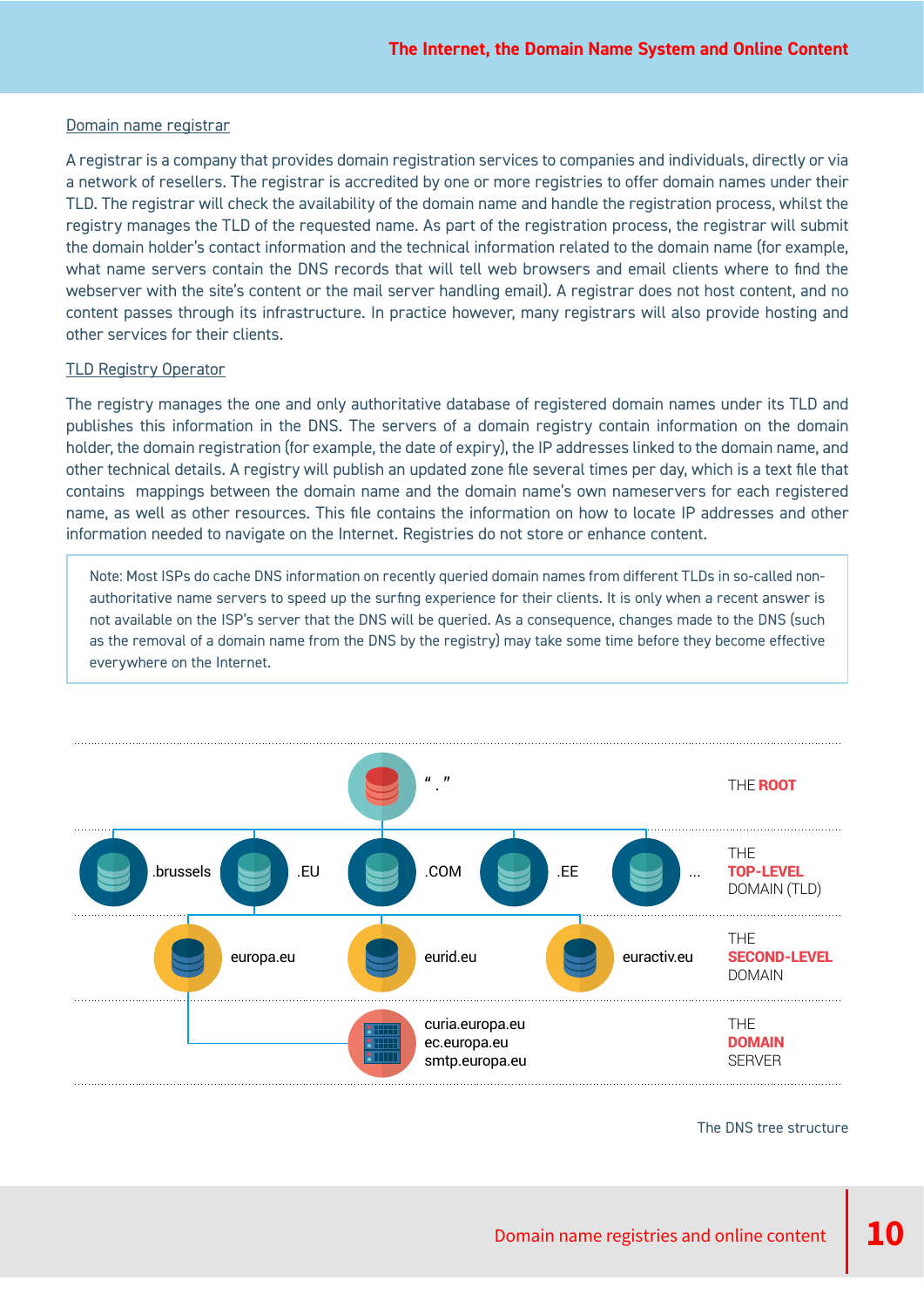### Domain name registrar

A registrar is a company that provides domain registration services to companies and individuals, directly or via a network of resellers. The registrar is accredited by one or more registries to offer domain names under their TLD. The registrar will check the availability of the domain name and handle the registration process, whilst the registry manages the TLD of the requested name. As part of the registration process, the registrar will submit the domain holder's contact information and the technical information related to the domain name (for example, what name servers contain the DNS records that will tell web browsers and email clients where to find the webserver with the site's content or the mail server handling email). A registrar does not host content, and no content passes through its infrastructure. In practice however, many registrars will also provide hosting and other services for their clients.

### TLD Registry Operator

The registry manages the one and only authoritative database of registered domain names under its TLD and publishes this information in the DNS. The servers of a domain registry contain information on the domain holder, the domain registration (for example, the date of expiry), the IP addresses linked to the domain name, and other technical details. A registry will publish an updated zone file several times per day, which is a text file that contains mappings between the domain name and the domain name's own nameservers for each registered name, as well as other resources. This file contains the information on how to locate IP addresses and other information needed to navigate on the Internet. Registries do not store or enhance content.

> Note: Most ISPs do cache DNS information on recently queried domain names from different TLDs in so-called non-authoritative name servers to speed up the surfing experience for their clients. It is only when a recent answer is not available on the ISP's server that the DNS will be queried. As a consequence, changes made to the DNS (such as the removal of a domain name from the DNS by the registry) may take some time before they become effective everywhere on the Internet.

The DNS tree structure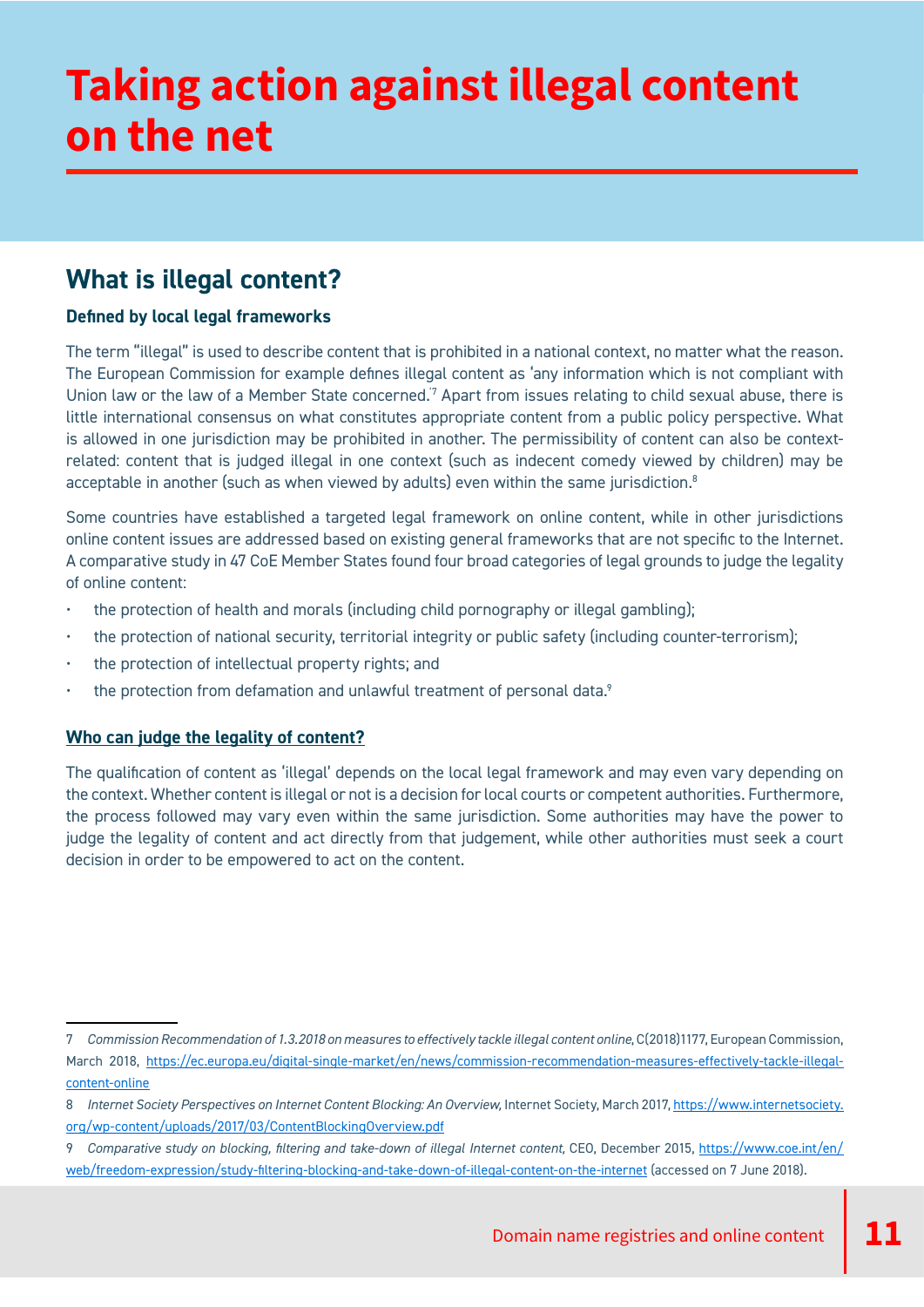# Taking action against illegal content on the net

## What is illegal content?

**Defined by local legal frameworks**

The term "illegal" is used to describe content that is prohibited in a national context, no matter what the reason. The European Commission for example defines illegal content as 'any information which is not compliant with Union law or the law of a Member State concerned.'[7] Apart from issues relating to child sexual abuse, there is little international consensus on what constitutes appropriate content from a public policy perspective. What is allowed in one jurisdiction may be prohibited in another. The permissibility of content can also be context-related: content that is judged illegal in one context (such as indecent comedy viewed by children) may be acceptable in another (such as when viewed by adults) even within the same jurisdiction.[8]

Some countries have established a targeted legal framework on online content, while in other jurisdictions online content issues are addressed based on existing general frameworks that are not specific to the Internet. A comparative study in 47 CoE Member States found four broad categories of legal grounds to judge the legality of online content:

- the protection of health and morals (including child pornography or illegal gambling);
- the protection of national security, territorial integrity or public safety (including counter-terrorism);
- the protection of intellectual property rights; and
- the protection from defamation and unlawful treatment of personal data.[9]

**Who can judge the legality of content?**

The qualification of content as 'illegal' depends on the local legal framework and may even vary depending on the context. Whether content is illegal or not is a decision for local courts or competent authorities. Furthermore, the process followed may vary even within the same jurisdiction. Some authorities may have the power to judge the legality of content and act directly from that judgement, while other authorities must seek a court decision in order to be empowered to act on the content.

---

7 *Commission Recommendation of 1.3.2018 on measures to effectively tackle illegal content online*, C(2018)1177, European Commission, March 2018, https://ec.europa.eu/digital-single-market/en/news/commission-recommendation-measures-effectively-tackle-illegal-content-online

8 *Internet Society Perspectives on Internet Content Blocking: An Overview,* Internet Society, March 2017, https://www.internetsociety.org/wp-content/uploads/2017/03/ContentBlockingOverview.pdf

9 *Comparative study on blocking, filtering and take-down of illegal Internet content,* CEO, December 2015, https://www.coe.int/en/web/freedom-expression/study-filtering-blocking-and-take-down-of-illegal-content-on-the-internet (accessed on 7 June 2018).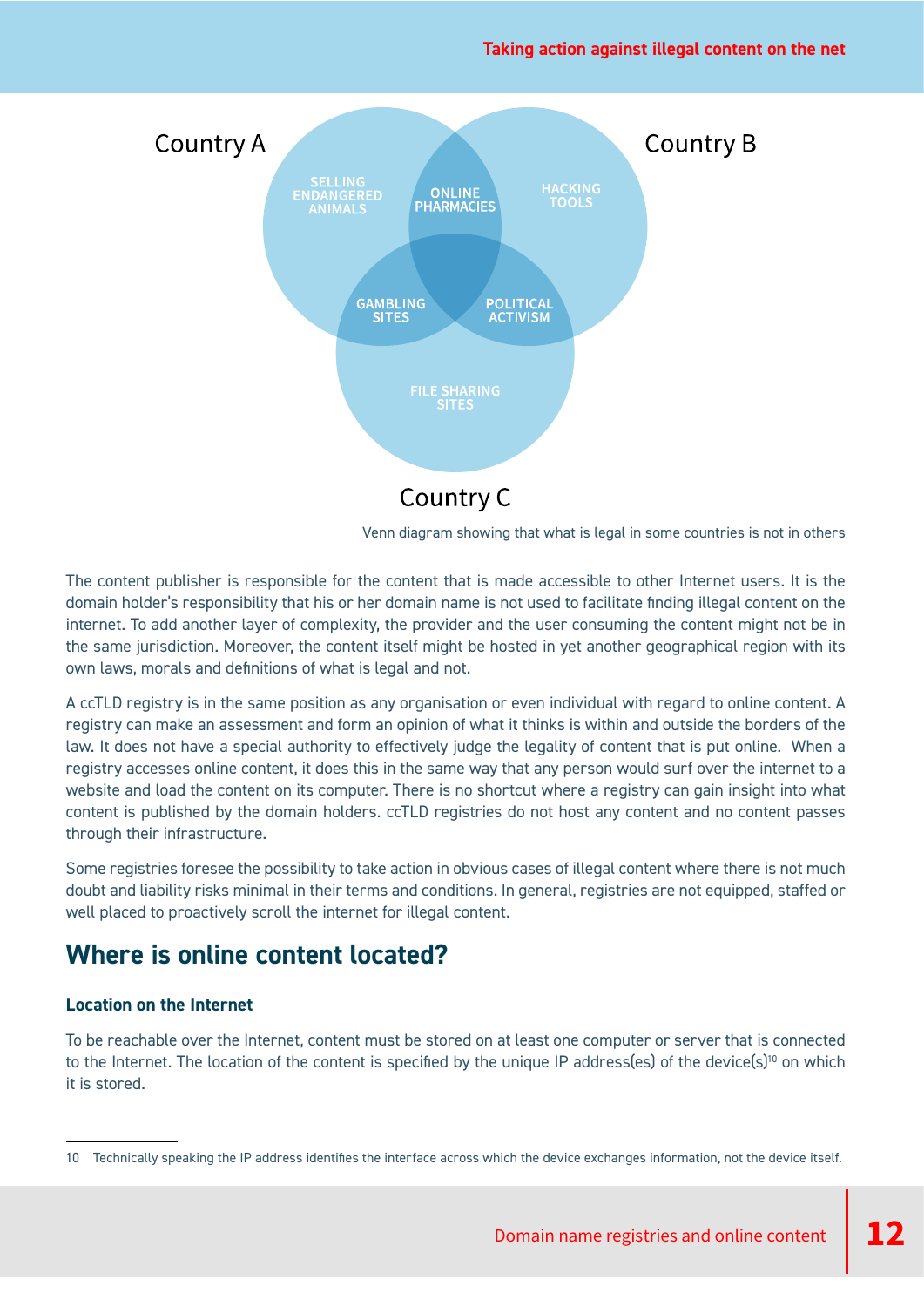Country A

SELLING ENDANGERED ANIMALS

ONLINE PHARMACIES

HACKING TOOLS

Country B

GAMBLING SITES

POLITICAL ACTIVISM

FILE SHARING SITES

Country C

Venn diagram showing that what is legal in some countries is not in others

The content publisher is responsible for the content that is made accessible to other Internet users. It is the domain holder's responsibility that his or her domain name is not used to facilitate finding illegal content on the internet. To add another layer of complexity, the provider and the user consuming the content might not be in the same jurisdiction. Moreover, the content itself might be hosted in yet another geographical region with its own laws, morals and definitions of what is legal and not.

A ccTLD registry is in the same position as any organisation or even individual with regard to online content. A registry can make an assessment and form an opinion of what it thinks is within and outside the borders of the law. It does not have a special authority to effectively judge the legality of content that is put online. When a registry accesses online content, it does this in the same way that any person would surf over the internet to a website and load the content on its computer. There is no shortcut where a registry can gain insight into what content is published by the domain holders. ccTLD registries do not host any content and no content passes through their infrastructure.

Some registries foresee the possibility to take action in obvious cases of illegal content where there is not much doubt and liability risks minimal in their terms and conditions. In general, registries are not equipped, staffed or well placed to proactively scroll the internet for illegal content.

## Where is online content located?

### Location on the Internet

To be reachable over the Internet, content must be stored on at least one computer or server that is connected to the Internet. The location of the content is specified by the unique IP address(es) of the device(s)[10] on which it is stored.

---

10 Technically speaking the IP address identifies the interface across which the device exchanges information, not the device itself.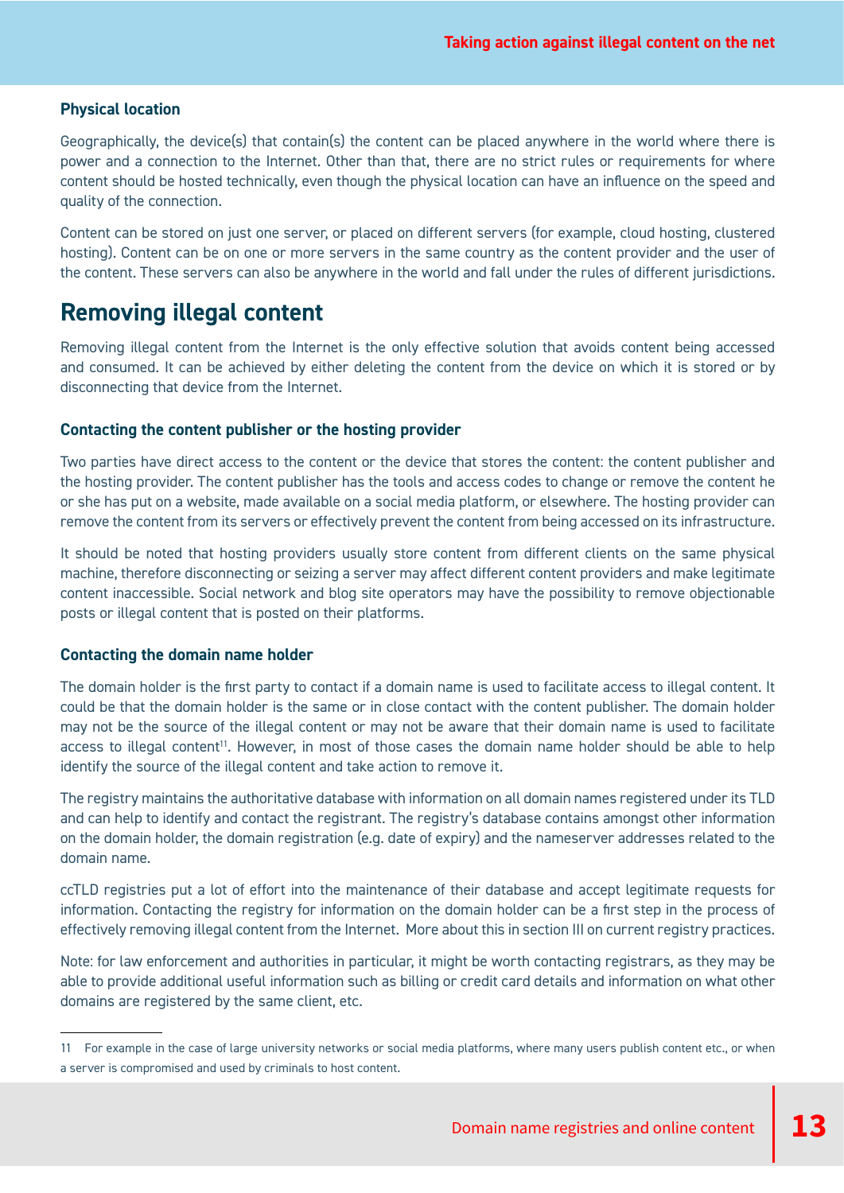### Physical location

Geographically, the device(s) that contain(s) the content can be placed anywhere in the world where there is power and a connection to the Internet. Other than that, there are no strict rules or requirements for where content should be hosted technically, even though the physical location can have an influence on the speed and quality of the connection.

Content can be stored on just one server, or placed on different servers (for example, cloud hosting, clustered hosting). Content can be on one or more servers in the same country as the content provider and the user of the content. These servers can also be anywhere in the world and fall under the rules of different jurisdictions.

## Removing illegal content

Removing illegal content from the Internet is the only effective solution that avoids content being accessed and consumed. It can be achieved by either deleting the content from the device on which it is stored or by disconnecting that device from the Internet.

### Contacting the content publisher or the hosting provider

Two parties have direct access to the content or the device that stores the content: the content publisher and the hosting provider. The content publisher has the tools and access codes to change or remove the content he or she has put on a website, made available on a social media platform, or elsewhere. The hosting provider can remove the content from its servers or effectively prevent the content from being accessed on its infrastructure.

It should be noted that hosting providers usually store content from different clients on the same physical machine, therefore disconnecting or seizing a server may affect different content providers and make legitimate content inaccessible. Social network and blog site operators may have the possibility to remove objectionable posts or illegal content that is posted on their platforms.

### Contacting the domain name holder

The domain holder is the first party to contact if a domain name is used to facilitate access to illegal content. It could be that the domain holder is the same or in close contact with the content publisher. The domain holder may not be the source of the illegal content or may not be aware that their domain name is used to facilitate access to illegal content[11]. However, in most of those cases the domain name holder should be able to help identify the source of the illegal content and take action to remove it.

The registry maintains the authoritative database with information on all domain names registered under its TLD and can help to identify and contact the registrant. The registry's database contains amongst other information on the domain holder, the domain registration (e.g. date of expiry) and the nameserver addresses related to the domain name.

ccTLD registries put a lot of effort into the maintenance of their database and accept legitimate requests for information. Contacting the registry for information on the domain holder can be a first step in the process of effectively removing illegal content from the Internet. More about this in section III on current registry practices.

Note: for law enforcement and authorities in particular, it might be worth contacting registrars, as they may be able to provide additional useful information such as billing or credit card details and information on what other domains are registered by the same client, etc.

---

11 For example in the case of large university networks or social media platforms, where many users publish content etc., or when a server is compromised and used by criminals to host content.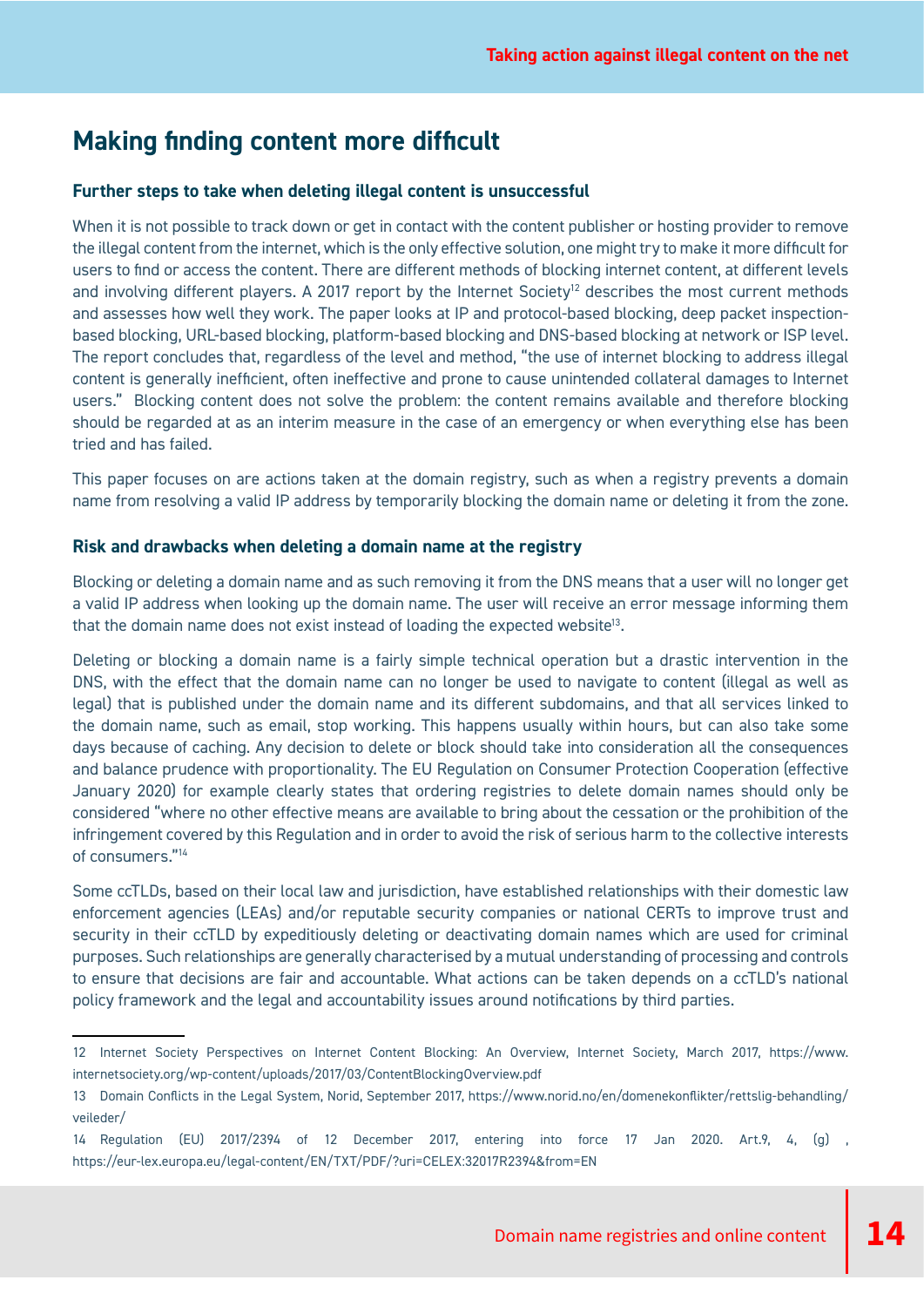## Making finding content more difficult

### Further steps to take when deleting illegal content is unsuccessful

When it is not possible to track down or get in contact with the content publisher or hosting provider to remove the illegal content from the internet, which is the only effective solution, one might try to make it more difficult for users to find or access the content. There are different methods of blocking internet content, at different levels and involving different players. A 2017 report by the Internet Society[12] describes the most current methods and assesses how well they work. The paper looks at IP and protocol-based blocking, deep packet inspection-based blocking, URL-based blocking, platform-based blocking and DNS-based blocking at network or ISP level. The report concludes that, regardless of the level and method, "the use of internet blocking to address illegal content is generally inefficient, often ineffective and prone to cause unintended collateral damages to Internet users." Blocking content does not solve the problem: the content remains available and therefore blocking should be regarded at as an interim measure in the case of an emergency or when everything else has been tried and has failed.

This paper focuses on are actions taken at the domain registry, such as when a registry prevents a domain name from resolving a valid IP address by temporarily blocking the domain name or deleting it from the zone.

### Risk and drawbacks when deleting a domain name at the registry

Blocking or deleting a domain name and as such removing it from the DNS means that a user will no longer get a valid IP address when looking up the domain name. The user will receive an error message informing them that the domain name does not exist instead of loading the expected website[13].

Deleting or blocking a domain name is a fairly simple technical operation but a drastic intervention in the DNS, with the effect that the domain name can no longer be used to navigate to content (illegal as well as legal) that is published under the domain name and its different subdomains, and that all services linked to the domain name, such as email, stop working. This happens usually within hours, but can also take some days because of caching. Any decision to delete or block should take into consideration all the consequences and balance prudence with proportionality. The EU Regulation on Consumer Protection Cooperation (effective January 2020) for example clearly states that ordering registries to delete domain names should only be considered "where no other effective means are available to bring about the cessation or the prohibition of the infringement covered by this Regulation and in order to avoid the risk of serious harm to the collective interests of consumers."[14]

Some ccTLDs, based on their local law and jurisdiction, have established relationships with their domestic law enforcement agencies (LEAs) and/or reputable security companies or national CERTs to improve trust and security in their ccTLD by expeditiously deleting or deactivating domain names which are used for criminal purposes. Such relationships are generally characterised by a mutual understanding of processing and controls to ensure that decisions are fair and accountable. What actions can be taken depends on a ccTLD's national policy framework and the legal and accountability issues around notifications by third parties.

---

12 Internet Society Perspectives on Internet Content Blocking: An Overview, Internet Society, March 2017, https://www.internetsociety.org/wp-content/uploads/2017/03/ContentBlockingOverview.pdf

13 Domain Conflicts in the Legal System, Norid, September 2017, https://www.norid.no/en/domenekonflikter/rettslig-behandling/veileder/

14 Regulation (EU) 2017/2394 of 12 December 2017, entering into force 17 Jan 2020. Art.9, 4, (g) , https://eur-lex.europa.eu/legal-content/EN/TXT/PDF/?uri=CELEX:32017R2394&from=EN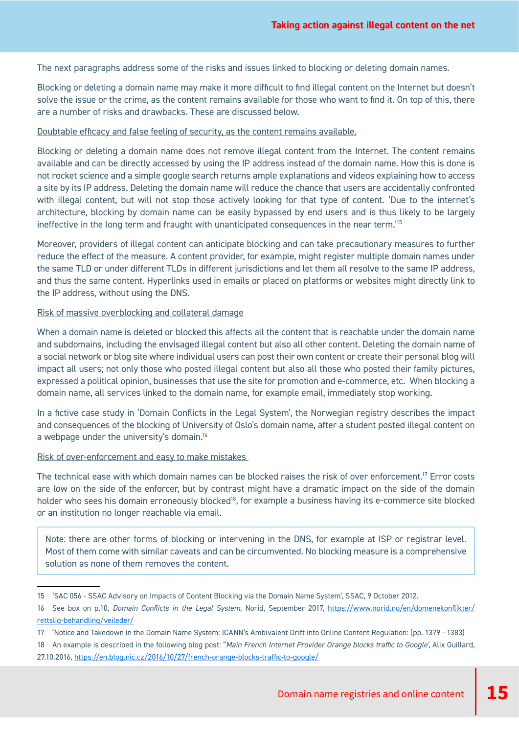The next paragraphs address some of the risks and issues linked to blocking or deleting domain names.

Blocking or deleting a domain name may make it more difficult to find illegal content on the Internet but doesn't solve the issue or the crime, as the content remains available for those who want to find it. On top of this, there are a number of risks and drawbacks. These are discussed below.

<u>Doubtable efficacy and false feeling of security, as the content remains available.</u>

Blocking or deleting a domain name does not remove illegal content from the Internet. The content remains available and can be directly accessed by using the IP address instead of the domain name. How this is done is not rocket science and a simple google search returns ample explanations and videos explaining how to access a site by its IP address. Deleting the domain name will reduce the chance that users are accidentally confronted with illegal content, but will not stop those actively looking for that type of content. 'Due to the internet's architecture, blocking by domain name can be easily bypassed by end users and is thus likely to be largely ineffective in the long term and fraught with unanticipated consequences in the near term.'[15]

Moreover, providers of illegal content can anticipate blocking and can take precautionary measures to further reduce the effect of the measure. A content provider, for example, might register multiple domain names under the same TLD or under different TLDs in different jurisdictions and let them all resolve to the same IP address, and thus the same content. Hyperlinks used in emails or placed on platforms or websites might directly link to the IP address, without using the DNS.

<u>Risk of massive overblocking and collateral damage</u>

When a domain name is deleted or blocked this affects all the content that is reachable under the domain name and subdomains, including the envisaged illegal content but also all other content. Deleting the domain name of a social network or blog site where individual users can post their own content or create their personal blog will impact all users; not only those who posted illegal content but also all those who posted their family pictures, expressed a political opinion, businesses that use the site for promotion and e-commerce, etc. When blocking a domain name, all services linked to the domain name, for example email, immediately stop working.

In a fictive case study in 'Domain Conflicts in the Legal System', the Norwegian registry describes the impact and consequences of the blocking of University of Oslo's domain name, after a student posted illegal content on a webpage under the university's domain.[16]

<u>Risk of over-enforcement and easy to make mistakes</u>

The technical ease with which domain names can be blocked raises the risk of over enforcement.[17] Error costs are low on the side of the enforcer, but by contrast might have a dramatic impact on the side of the domain holder who sees his domain erroneously blocked[18], for example a business having its e-commerce site blocked or an institution no longer reachable via email.

> Note: there are other forms of blocking or intervening in the DNS, for example at ISP or registrar level. Most of them come with similar caveats and can be circumvented. No blocking measure is a comprehensive solution as none of them removes the content.

---

15 'SAC 056 - SSAC Advisory on Impacts of Content Blocking via the Domain Name System', SSAC, 9 October 2012.

16 See box on p.10, *Domain Conflicts in the Legal System,* Norid, September 2017, https://www.norid.no/en/domenekonflikter/rettslig-behandling/veileder/

17 'Notice and Takedown in the Domain Name System: ICANN's Ambivalent Drift into Online Content Regulation: (pp. 1379 - 1383)

18 An example is described in the following blog post: "*Main French Internet Provider Orange blocks traffic to Google'*, Alix Guillard, 27.10.2016, https://en.blog.nic.cz/2016/10/27/french-orange-blocks-traffic-to-google/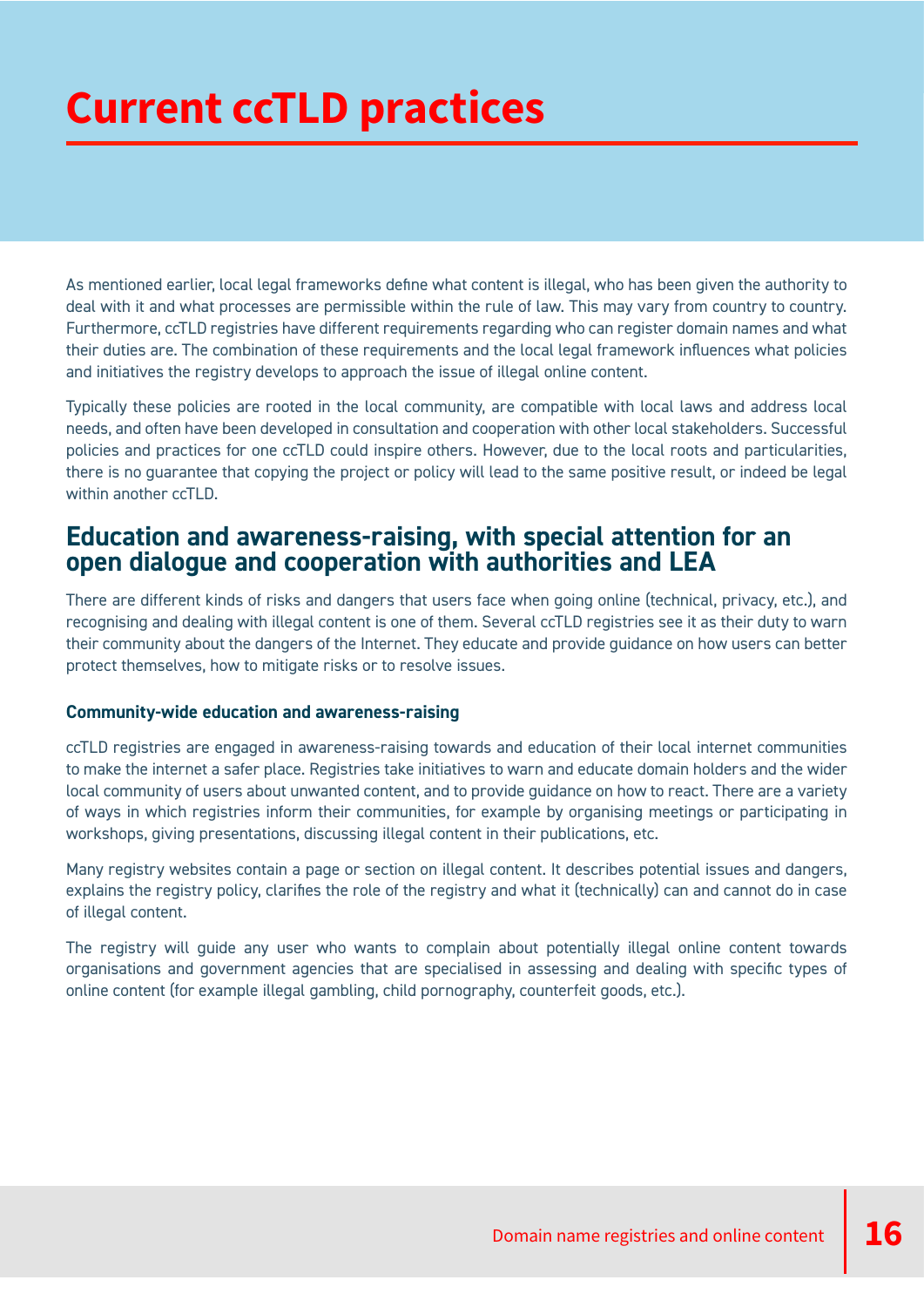# Current ccTLD practices

As mentioned earlier, local legal frameworks define what content is illegal, who has been given the authority to deal with it and what processes are permissible within the rule of law. This may vary from country to country. Furthermore, ccTLD registries have different requirements regarding who can register domain names and what their duties are. The combination of these requirements and the local legal framework influences what policies and initiatives the registry develops to approach the issue of illegal online content.

Typically these policies are rooted in the local community, are compatible with local laws and address local needs, and often have been developed in consultation and cooperation with other local stakeholders. Successful policies and practices for one ccTLD could inspire others. However, due to the local roots and particularities, there is no guarantee that copying the project or policy will lead to the same positive result, or indeed be legal within another ccTLD.

## Education and awareness-raising, with special attention for an open dialogue and cooperation with authorities and LEA

There are different kinds of risks and dangers that users face when going online (technical, privacy, etc.), and recognising and dealing with illegal content is one of them. Several ccTLD registries see it as their duty to warn their community about the dangers of the Internet. They educate and provide guidance on how users can better protect themselves, how to mitigate risks or to resolve issues.

### Community-wide education and awareness-raising

ccTLD registries are engaged in awareness-raising towards and education of their local internet communities to make the internet a safer place. Registries take initiatives to warn and educate domain holders and the wider local community of users about unwanted content, and to provide guidance on how to react. There are a variety of ways in which registries inform their communities, for example by organising meetings or participating in workshops, giving presentations, discussing illegal content in their publications, etc.

Many registry websites contain a page or section on illegal content. It describes potential issues and dangers, explains the registry policy, clarifies the role of the registry and what it (technically) can and cannot do in case of illegal content.

The registry will guide any user who wants to complain about potentially illegal online content towards organisations and government agencies that are specialised in assessing and dealing with specific types of online content (for example illegal gambling, child pornography, counterfeit goods, etc.).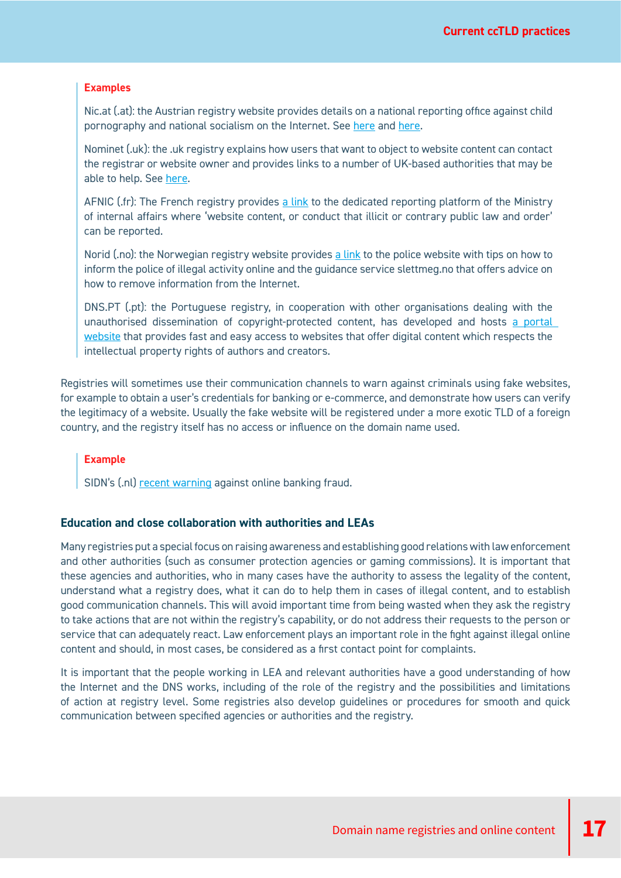**Examples**

Nic.at (.at): the Austrian registry website provides details on a national reporting office against child pornography and national socialism on the Internet. See here and here.

Nominet (.uk): the .uk registry explains how users that want to object to website content can contact the registrar or website owner and provides links to a number of UK-based authorities that may be able to help. See here.

AFNIC (.fr): The French registry provides a link to the dedicated reporting platform of the Ministry of internal affairs where 'website content, or conduct that illicit or contrary public law and order' can be reported.

Norid (.no): the Norwegian registry website provides a link to the police website with tips on how to inform the police of illegal activity online and the guidance service slettmeg.no that offers advice on how to remove information from the Internet.

DNS.PT (.pt): the Portuguese registry, in cooperation with other organisations dealing with the unauthorised dissemination of copyright-protected content, has developed and hosts a portal website that provides fast and easy access to websites that offer digital content which respects the intellectual property rights of authors and creators.

Registries will sometimes use their communication channels to warn against criminals using fake websites, for example to obtain a user's credentials for banking or e-commerce, and demonstrate how users can verify the legitimacy of a website. Usually the fake website will be registered under a more exotic TLD of a foreign country, and the registry itself has no access or influence on the domain name used.

**Example**

SIDN's (.nl) recent warning against online banking fraud.

### Education and close collaboration with authorities and LEAs

Many registries put a special focus on raising awareness and establishing good relations with law enforcement and other authorities (such as consumer protection agencies or gaming commissions). It is important that these agencies and authorities, who in many cases have the authority to assess the legality of the content, understand what a registry does, what it can do to help them in cases of illegal content, and to establish good communication channels. This will avoid important time from being wasted when they ask the registry to take actions that are not within the registry's capability, or do not address their requests to the person or service that can adequately react. Law enforcement plays an important role in the fight against illegal online content and should, in most cases, be considered as a first contact point for complaints.

It is important that the people working in LEA and relevant authorities have a good understanding of how the Internet and the DNS works, including of the role of the registry and the possibilities and limitations of action at registry level. Some registries also develop guidelines or procedures for smooth and quick communication between specified agencies or authorities and the registry.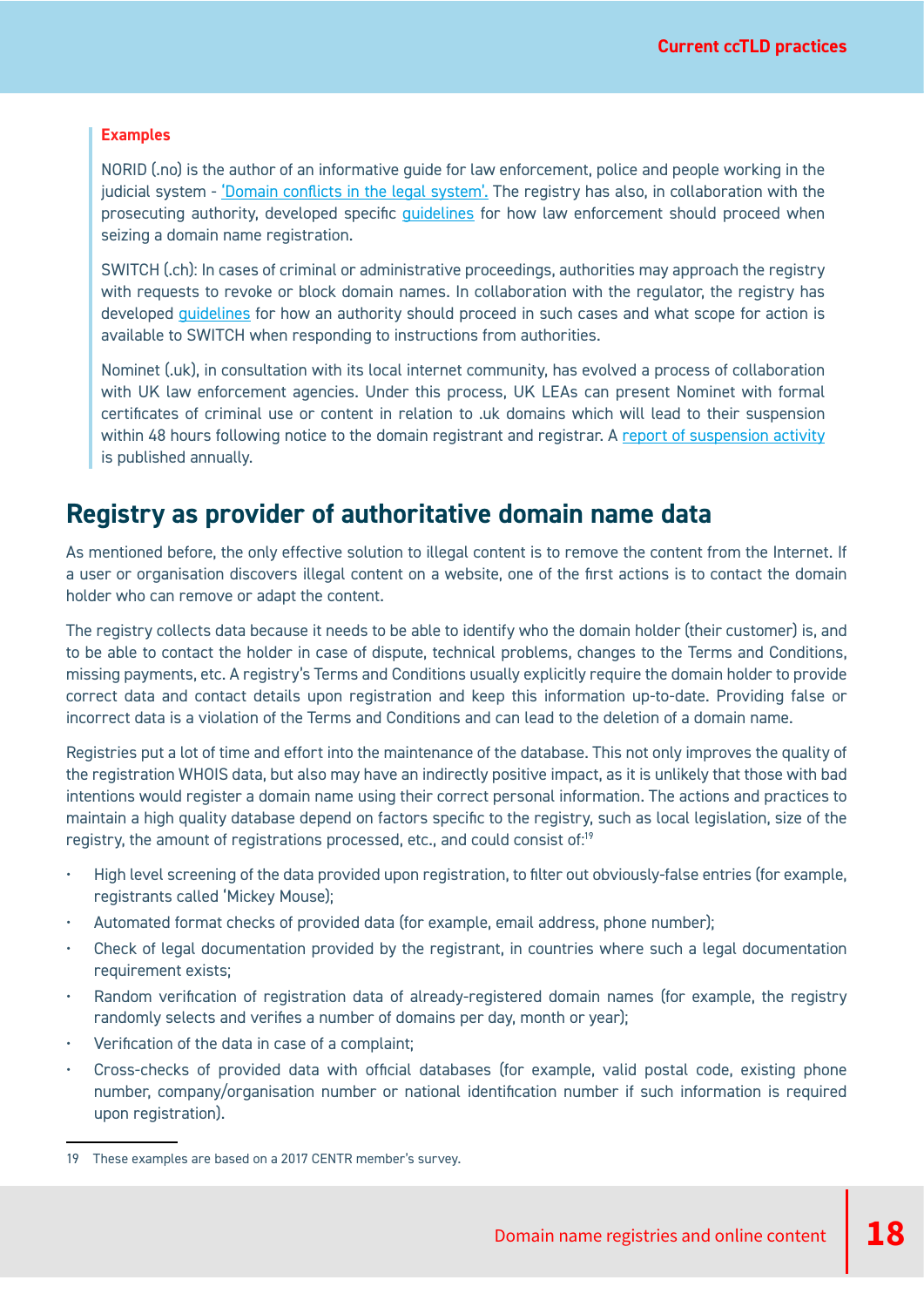**Examples**

NORID (.no) is the author of an informative guide for law enforcement, police and people working in the judicial system - 'Domain conflicts in the legal system'. The registry has also, in collaboration with the prosecuting authority, developed specific guidelines for how law enforcement should proceed when seizing a domain name registration.

SWITCH (.ch): In cases of criminal or administrative proceedings, authorities may approach the registry with requests to revoke or block domain names. In collaboration with the regulator, the registry has developed guidelines for how an authority should proceed in such cases and what scope for action is available to SWITCH when responding to instructions from authorities.

Nominet (.uk), in consultation with its local internet community, has evolved a process of collaboration with UK law enforcement agencies. Under this process, UK LEAs can present Nominet with formal certificates of criminal use or content in relation to .uk domains which will lead to their suspension within 48 hours following notice to the domain registrant and registrar. A report of suspension activity is published annually.

## Registry as provider of authoritative domain name data

As mentioned before, the only effective solution to illegal content is to remove the content from the Internet. If a user or organisation discovers illegal content on a website, one of the first actions is to contact the domain holder who can remove or adapt the content.

The registry collects data because it needs to be able to identify who the domain holder (their customer) is, and to be able to contact the holder in case of dispute, technical problems, changes to the Terms and Conditions, missing payments, etc. A registry's Terms and Conditions usually explicitly require the domain holder to provide correct data and contact details upon registration and keep this information up-to-date. Providing false or incorrect data is a violation of the Terms and Conditions and can lead to the deletion of a domain name.

Registries put a lot of time and effort into the maintenance of the database. This not only improves the quality of the registration WHOIS data, but also may have an indirectly positive impact, as it is unlikely that those with bad intentions would register a domain name using their correct personal information. The actions and practices to maintain a high quality database depend on factors specific to the registry, such as local legislation, size of the registry, the amount of registrations processed, etc., and could consist of:[19]

- High level screening of the data provided upon registration, to filter out obviously-false entries (for example, registrants called 'Mickey Mouse);
- Automated format checks of provided data (for example, email address, phone number);
- Check of legal documentation provided by the registrant, in countries where such a legal documentation requirement exists;
- Random verification of registration data of already-registered domain names (for example, the registry randomly selects and verifies a number of domains per day, month or year);
- Verification of the data in case of a complaint;
- Cross-checks of provided data with official databases (for example, valid postal code, existing phone number, company/organisation number or national identification number if such information is required upon registration).

---

19 These examples are based on a 2017 CENTR member's survey.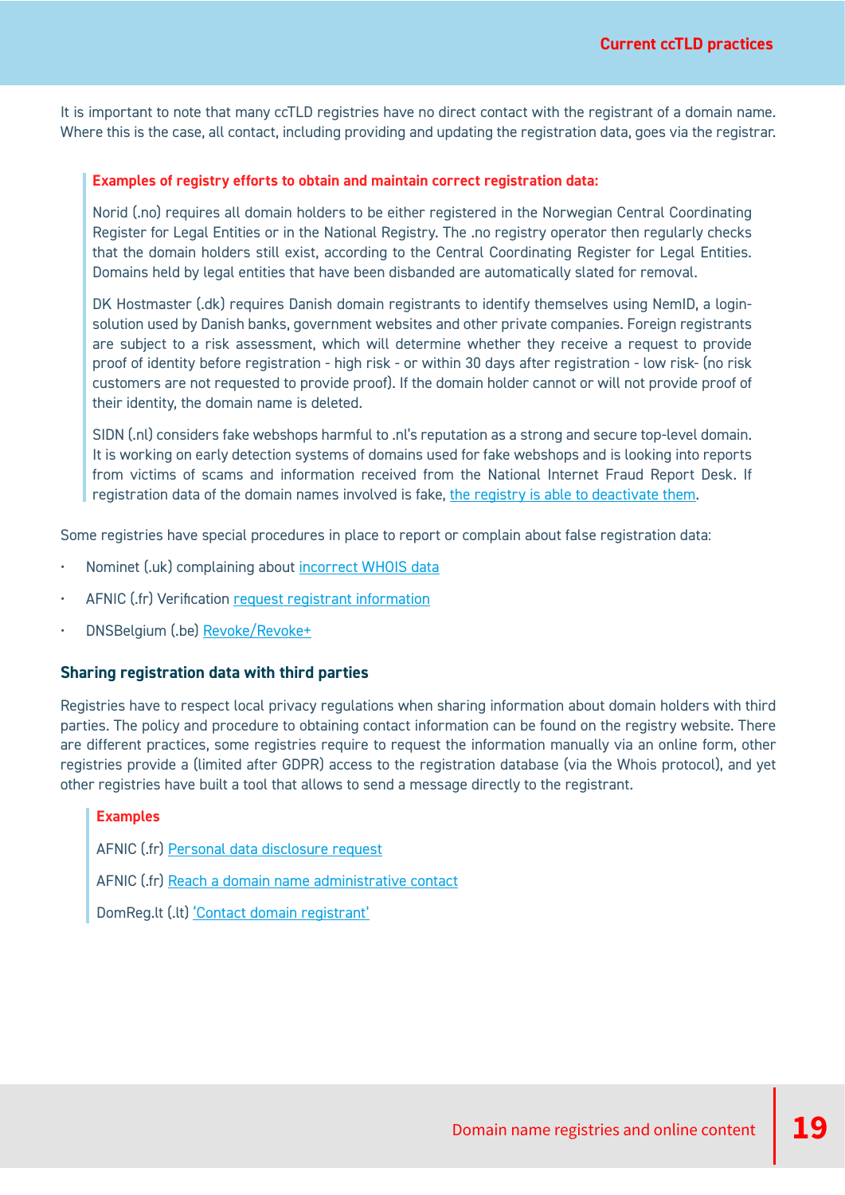It is important to note that many ccTLD registries have no direct contact with the registrant of a domain name. Where this is the case, all contact, including providing and updating the registration data, goes via the registrar.

> **Examples of registry efforts to obtain and maintain correct registration data:**
>
> Norid (.no) requires all domain holders to be either registered in the Norwegian Central Coordinating Register for Legal Entities or in the National Registry. The .no registry operator then regularly checks that the domain holders still exist, according to the Central Coordinating Register for Legal Entities. Domains held by legal entities that have been disbanded are automatically slated for removal.
>
> DK Hostmaster (.dk) requires Danish domain registrants to identify themselves using NemID, a login-solution used by Danish banks, government websites and other private companies. Foreign registrants are subject to a risk assessment, which will determine whether they receive a request to provide proof of identity before registration - high risk - or within 30 days after registration - low risk- (no risk customers are not requested to provide proof). If the domain holder cannot or will not provide proof of their identity, the domain name is deleted.
>
> SIDN (.nl) considers fake webshops harmful to .nl's reputation as a strong and secure top-level domain. It is working on early detection systems of domains used for fake webshops and is looking into reports from victims of scams and information received from the National Internet Fraud Report Desk. If registration data of the domain names involved is fake, the registry is able to deactivate them.

Some registries have special procedures in place to report or complain about false registration data:

- Nominet (.uk) complaining about incorrect WHOIS data
- AFNIC (.fr) Verification request registrant information
- DNSBelgium (.be) Revoke/Revoke+

### Sharing registration data with third parties

Registries have to respect local privacy regulations when sharing information about domain holders with third parties. The policy and procedure to obtaining contact information can be found on the registry website. There are different practices, some registries require to request the information manually via an online form, other registries provide a (limited after GDPR) access to the registration database (via the Whois protocol), and yet other registries have built a tool that allows to send a message directly to the registrant.

> **Examples**
>
> AFNIC (.fr) Personal data disclosure request
>
> AFNIC (.fr) Reach a domain name administrative contact
>
> DomReg.lt (.lt) 'Contact domain registrant'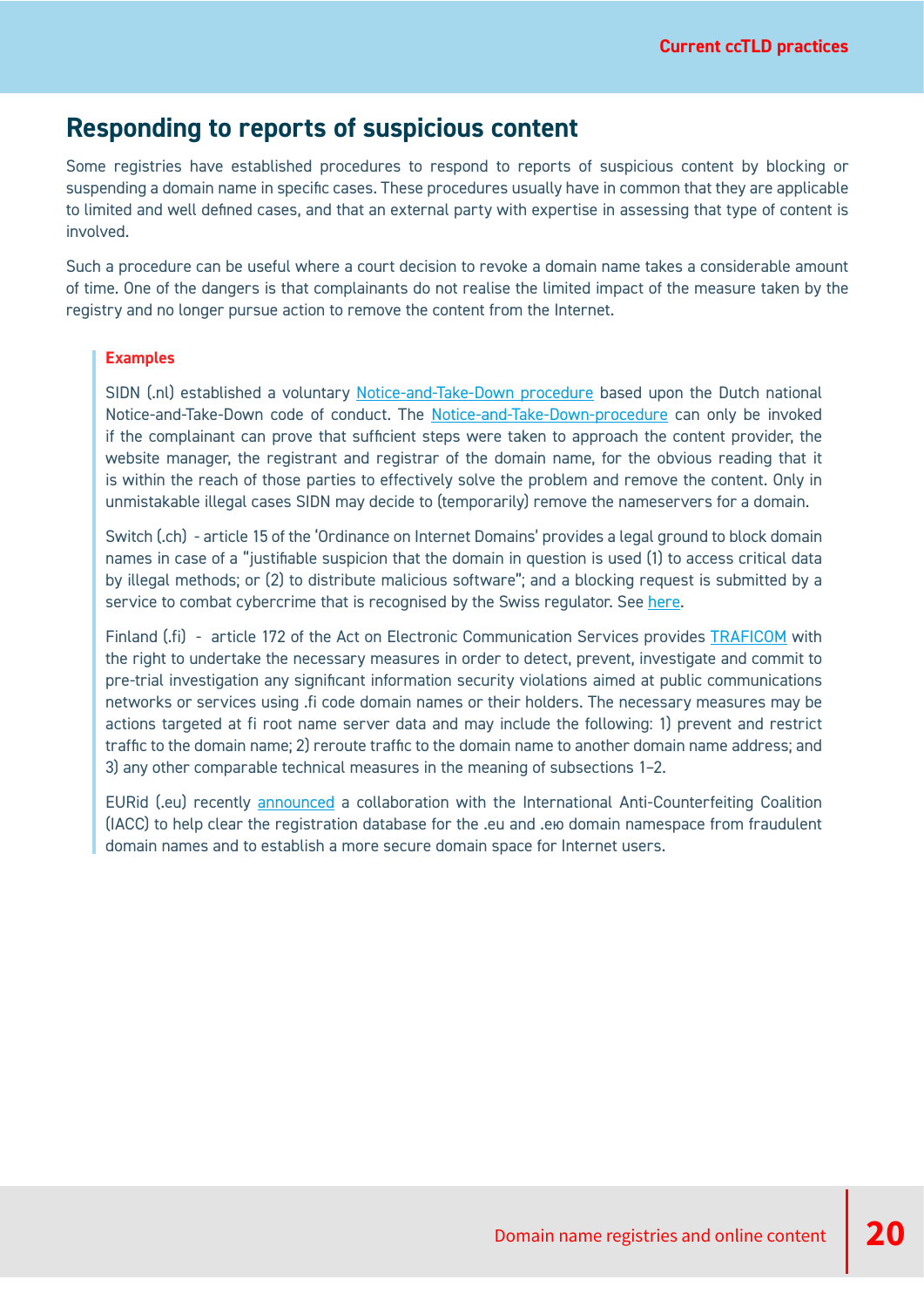## Responding to reports of suspicious content

Some registries have established procedures to respond to reports of suspicious content by blocking or suspending a domain name in specific cases. These procedures usually have in common that they are applicable to limited and well defined cases, and that an external party with expertise in assessing that type of content is involved.

Such a procedure can be useful where a court decision to revoke a domain name takes a considerable amount of time. One of the dangers is that complainants do not realise the limited impact of the measure taken by the registry and no longer pursue action to remove the content from the Internet.

> **Examples**
>
> SIDN (.nl) established a voluntary Notice-and-Take-Down procedure based upon the Dutch national Notice-and-Take-Down code of conduct. The Notice-and-Take-Down-procedure can only be invoked if the complainant can prove that sufficient steps were taken to approach the content provider, the website manager, the registrant and registrar of the domain name, for the obvious reading that it is within the reach of those parties to effectively solve the problem and remove the content. Only in unmistakable illegal cases SIDN may decide to (temporarily) remove the nameservers for a domain.
>
> Switch (.ch) - article 15 of the 'Ordinance on Internet Domains' provides a legal ground to block domain names in case of a "justifiable suspicion that the domain in question is used (1) to access critical data by illegal methods; or (2) to distribute malicious software"; and a blocking request is submitted by a service to combat cybercrime that is recognised by the Swiss regulator. See here.
>
> Finland (.fi) - article 172 of the Act on Electronic Communication Services provides TRAFICOM with the right to undertake the necessary measures in order to detect, prevent, investigate and commit to pre-trial investigation any significant information security violations aimed at public communications networks or services using .fi code domain names or their holders. The necessary measures may be actions targeted at fi root name server data and may include the following: 1) prevent and restrict traffic to the domain name; 2) reroute traffic to the domain name to another domain name address; and 3) any other comparable technical measures in the meaning of subsections 1–2.
>
> EURid (.eu) recently announced a collaboration with the International Anti-Counterfeiting Coalition (IACC) to help clear the registration database for the .eu and .ею domain namespace from fraudulent domain names and to establish a more secure domain space for Internet users.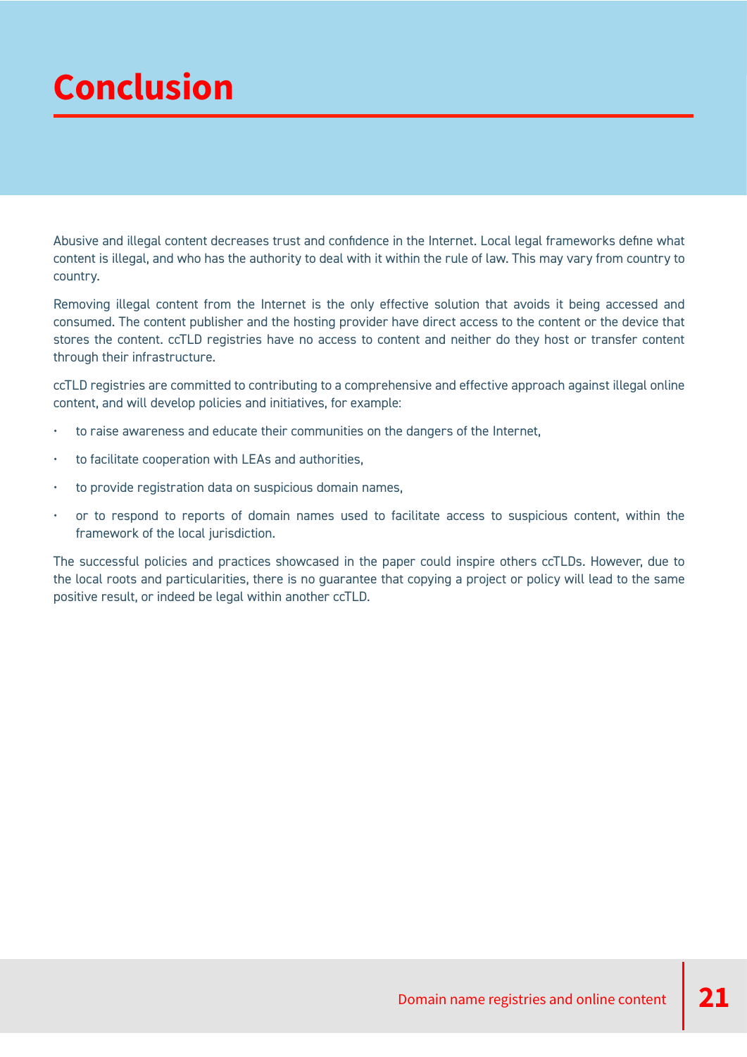# Conclusion

Abusive and illegal content decreases trust and confidence in the Internet. Local legal frameworks define what content is illegal, and who has the authority to deal with it within the rule of law. This may vary from country to country.

Removing illegal content from the Internet is the only effective solution that avoids it being accessed and consumed. The content publisher and the hosting provider have direct access to the content or the device that stores the content. ccTLD registries have no access to content and neither do they host or transfer content through their infrastructure.

ccTLD registries are committed to contributing to a comprehensive and effective approach against illegal online content, and will develop policies and initiatives, for example:

- to raise awareness and educate their communities on the dangers of the Internet,
- to facilitate cooperation with LEAs and authorities,
- to provide registration data on suspicious domain names,
- or to respond to reports of domain names used to facilitate access to suspicious content, within the framework of the local jurisdiction.

The successful policies and practices showcased in the paper could inspire others ccTLDs. However, due to the local roots and particularities, there is no guarantee that copying a project or policy will lead to the same positive result, or indeed be legal within another ccTLD.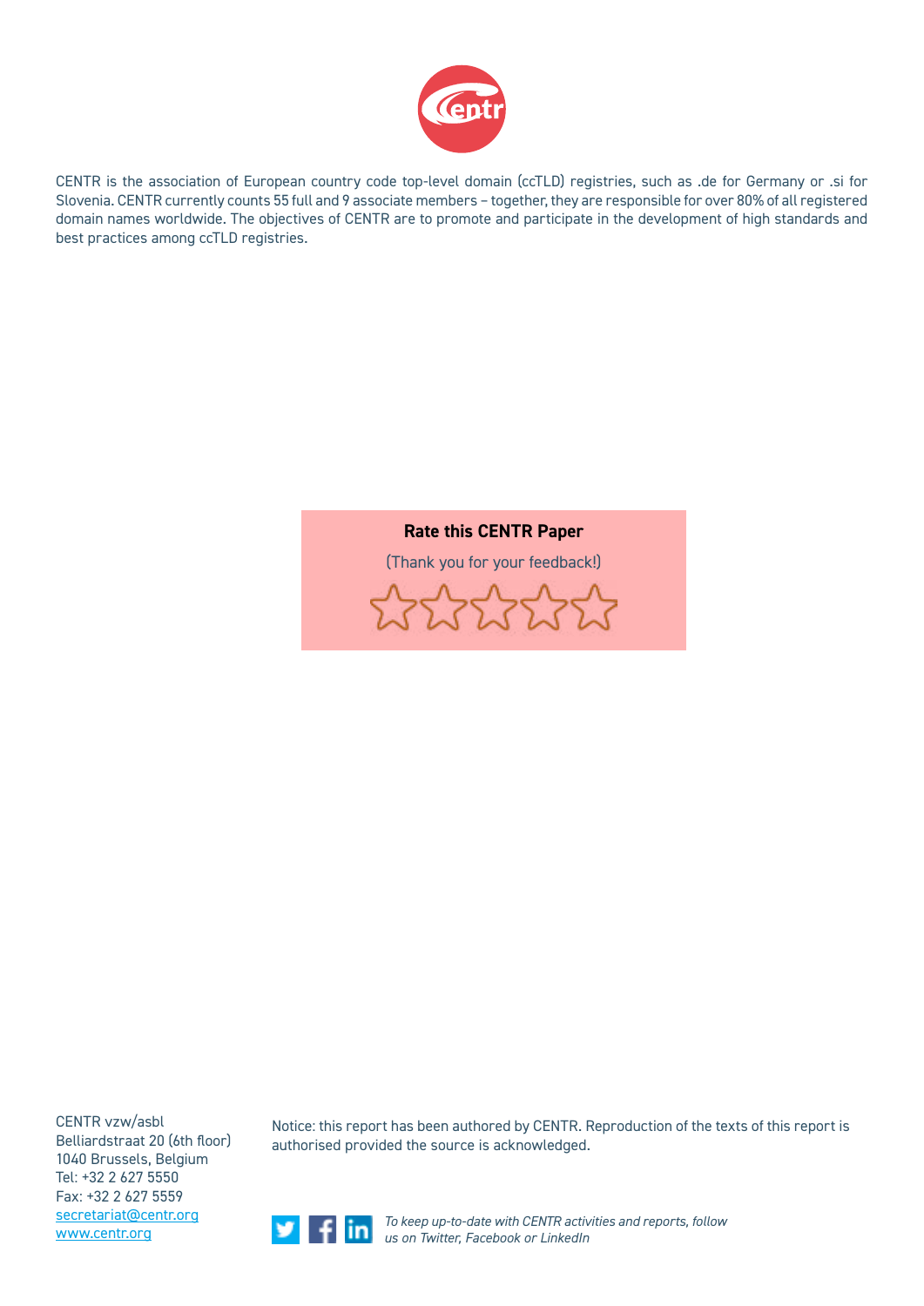CENTR is the association of European country code top-level domain (ccTLD) registries, such as .de for Germany or .si for Slovenia. CENTR currently counts 55 full and 9 associate members – together, they are responsible for over 80% of all registered domain names worldwide. The objectives of CENTR are to promote and participate in the development of high standards and best practices among ccTLD registries.

**Rate this CENTR Paper**

(Thank you for your feedback!)

CENTR vzw/asbl
Belliardstraat 20 (6th floor)
1040 Brussels, Belgium
Tel: +32 2 627 5550
Fax: +32 2 627 5559
secretariat@centr.org
www.centr.org

Notice: this report has been authored by CENTR. Reproduction of the texts of this report is authorised provided the source is acknowledged.

*To keep up-to-date with CENTR activities and reports, follow us on Twitter, Facebook or LinkedIn*